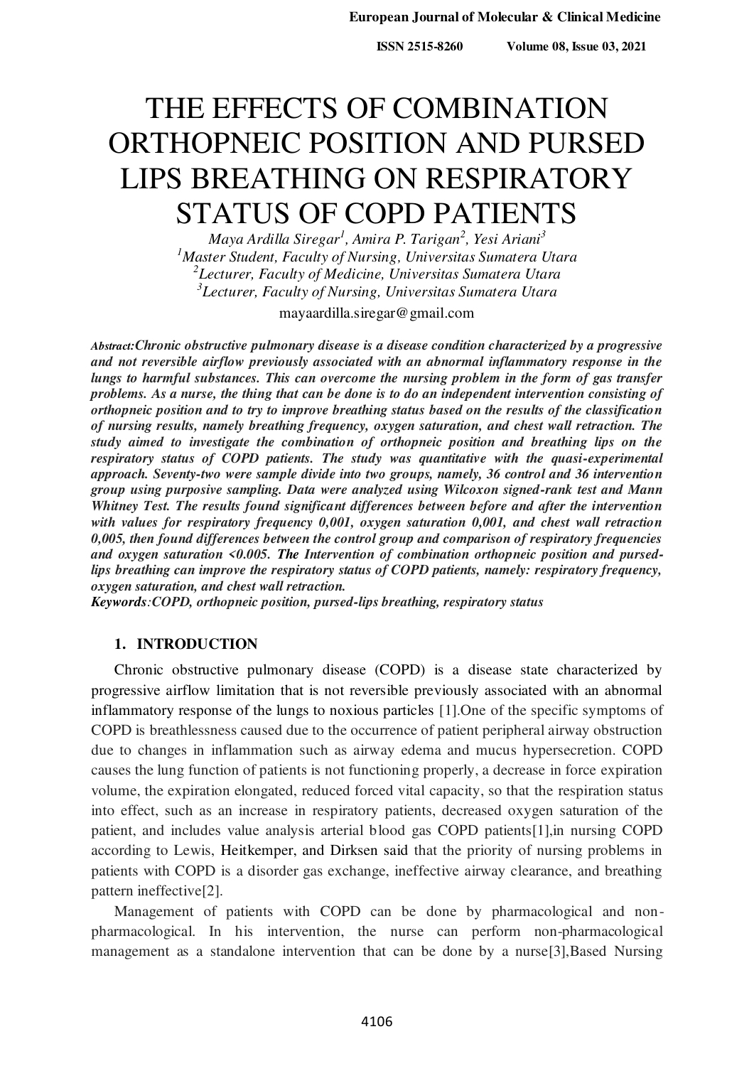# THE EFFECTS OF COMBINATION ORTHOPNEIC POSITION AND PURSED LIPS BREATHING ON RESPIRATORY STATUS OF COPD PATIENTS

*Maya Ardilla Siregar[1], Amira P. Tarigan[2], Yesi Ariani[3]*

*[1]Master Student, Faculty of Nursing, Universitas Sumatera Utara*

*[2]Lecturer, Faculty of Medicine, Universitas Sumatera Utara*

*[3]Lecturer, Faculty of Nursing, Universitas Sumatera Utara*

mayaardilla.siregar@gmail.com

***Abstract:****Chronic obstructive pulmonary disease is a disease condition characterized by a progressive and not reversible airflow previously associated with an abnormal inflammatory response in the lungs to harmful substances. This can overcome the nursing problem in the form of gas transfer problems. As a nurse, the thing that can be done is to do an independent intervention consisting of orthopneic position and to try to improve breathing status based on the results of the classification of nursing results, namely breathing frequency, oxygen saturation, and chest wall retraction. The study aimed to investigate the combination of orthopneic position and breathing lips on the respiratory status of COPD patients. The study was quantitative with the quasi-experimental approach. Seventy-two were sample divide into two groups, namely, 36 control and 36 intervention group using purposive sampling. Data were analyzed using Wilcoxon signed-rank test and Mann Whitney Test. The results found significant differences between before and after the intervention with values for respiratory frequency 0,001, oxygen saturation 0,001, and chest wall retraction 0,005, then found differences between the control group and comparison of respiratory frequencies and oxygen saturation <0.005. The Intervention of combination orthopneic position and pursed-lips breathing can improve the respiratory status of COPD patients, namely: respiratory frequency, oxygen saturation, and chest wall retraction.***

***Keywords****:COPD, orthopneic position, pursed-lips breathing, respiratory status*

## 1. INTRODUCTION

Chronic obstructive pulmonary disease (COPD) is a disease state characterized by progressive airflow limitation that is not reversible previously associated with an abnormal inflammatory response of the lungs to noxious particles [1].One of the specific symptoms of COPD is breathlessness caused due to the occurrence of patient peripheral airway obstruction due to changes in inflammation such as airway edema and mucus hypersecretion. COPD causes the lung function of patients is not functioning properly, a decrease in force expiration volume, the expiration elongated, reduced forced vital capacity, so that the respiration status into effect, such as an increase in respiratory patients, decreased oxygen saturation of the patient, and includes value analysis arterial blood gas COPD patients[1],in nursing COPD according to Lewis, Heitkemper, and Dirksen said that the priority of nursing problems in patients with COPD is a disorder gas exchange, ineffective airway clearance, and breathing pattern ineffective[2].

Management of patients with COPD can be done by pharmacological and non-pharmacological. In his intervention, the nurse can perform non-pharmacological management as a standalone intervention that can be done by a nurse[3],Based Nursing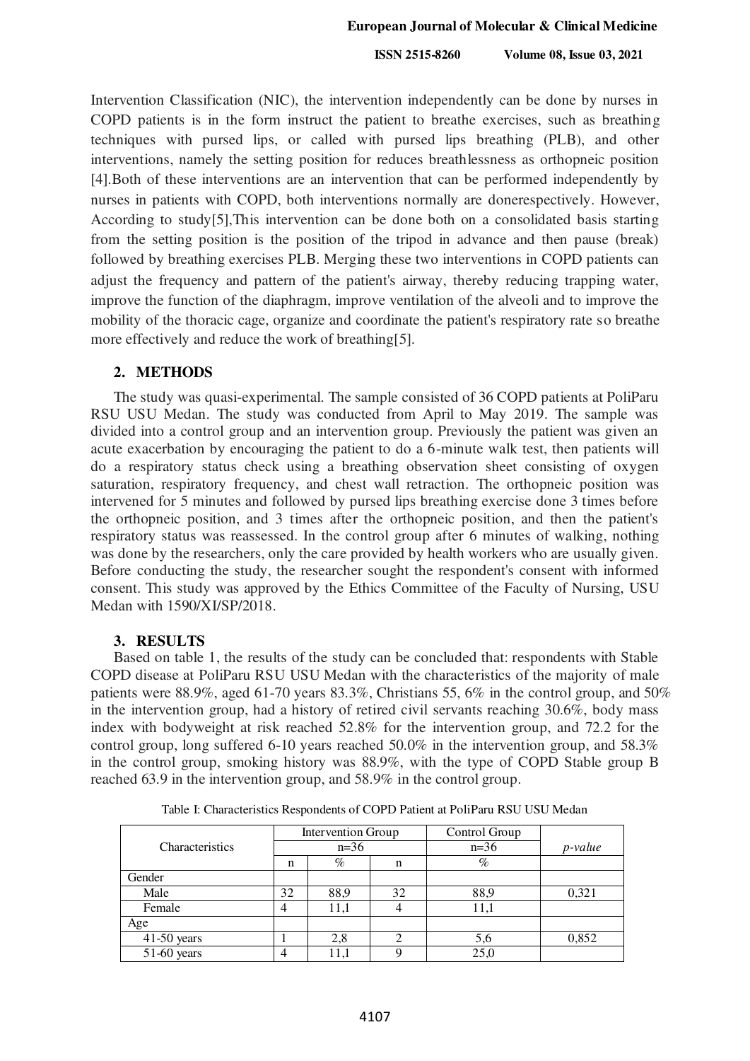Intervention Classification (NIC), the intervention independently can be done by nurses in COPD patients is in the form instruct the patient to breathe exercises, such as breathing techniques with pursed lips, or called with pursed lips breathing (PLB), and other interventions, namely the setting position for reduces breathlessness as orthopneic position [4].Both of these interventions are an intervention that can be performed independently by nurses in patients with COPD, both interventions normally are donerespectively. However, According to study[5],This intervention can be done both on a consolidated basis starting from the setting position is the position of the tripod in advance and then pause (break) followed by breathing exercises PLB. Merging these two interventions in COPD patients can adjust the frequency and pattern of the patient's airway, thereby reducing trapping water, improve the function of the diaphragm, improve ventilation of the alveoli and to improve the mobility of the thoracic cage, organize and coordinate the patient's respiratory rate so breathe more effectively and reduce the work of breathing[5].

## 2. METHODS

The study was quasi-experimental. The sample consisted of 36 COPD patients at PoliParu RSU USU Medan. The study was conducted from April to May 2019. The sample was divided into a control group and an intervention group. Previously the patient was given an acute exacerbation by encouraging the patient to do a 6-minute walk test, then patients will do a respiratory status check using a breathing observation sheet consisting of oxygen saturation, respiratory frequency, and chest wall retraction. The orthopneic position was intervened for 5 minutes and followed by pursed lips breathing exercise done 3 times before the orthopneic position, and 3 times after the orthopneic position, and then the patient's respiratory status was reassessed. In the control group after 6 minutes of walking, nothing was done by the researchers, only the care provided by health workers who are usually given. Before conducting the study, the researcher sought the respondent's consent with informed consent. This study was approved by the Ethics Committee of the Faculty of Nursing, USU Medan with 1590/XI/SP/2018.

## 3. RESULTS

Based on table 1, the results of the study can be concluded that: respondents with Stable COPD disease at PoliParu RSU USU Medan with the characteristics of the majority of male patients were 88.9%, aged 61-70 years 83.3%, Christians 55, 6% in the control group, and 50% in the intervention group, had a history of retired civil servants reaching 30.6%, body mass index with bodyweight at risk reached 52.8% for the intervention group, and 72.2 for the control group, long suffered 6-10 years reached 50.0% in the intervention group, and 58.3% in the control group, smoking history was 88.9%, with the type of COPD Stable group B reached 63.9 in the intervention group, and 58.9% in the control group.

Table I: Characteristics Respondents of COPD Patient at PoliParu RSU USU Medan

| Characteristics | Intervention Group n=36 | | Control Group n=36 | | *p-value* |
|---|---|---|---|---|---|
| | n | % | n | % | |
| Gender | | | | | |
| Male | 32 | 88,9 | 32 | 88,9 | 0,321 |
| Female | 4 | 11,1 | 4 | 11,1 | |
| Age | | | | | |
| 41-50 years | 1 | 2,8 | 2 | 5,6 | 0,852 |
| 51-60 years | 4 | 11,1 | 9 | 25,0 | |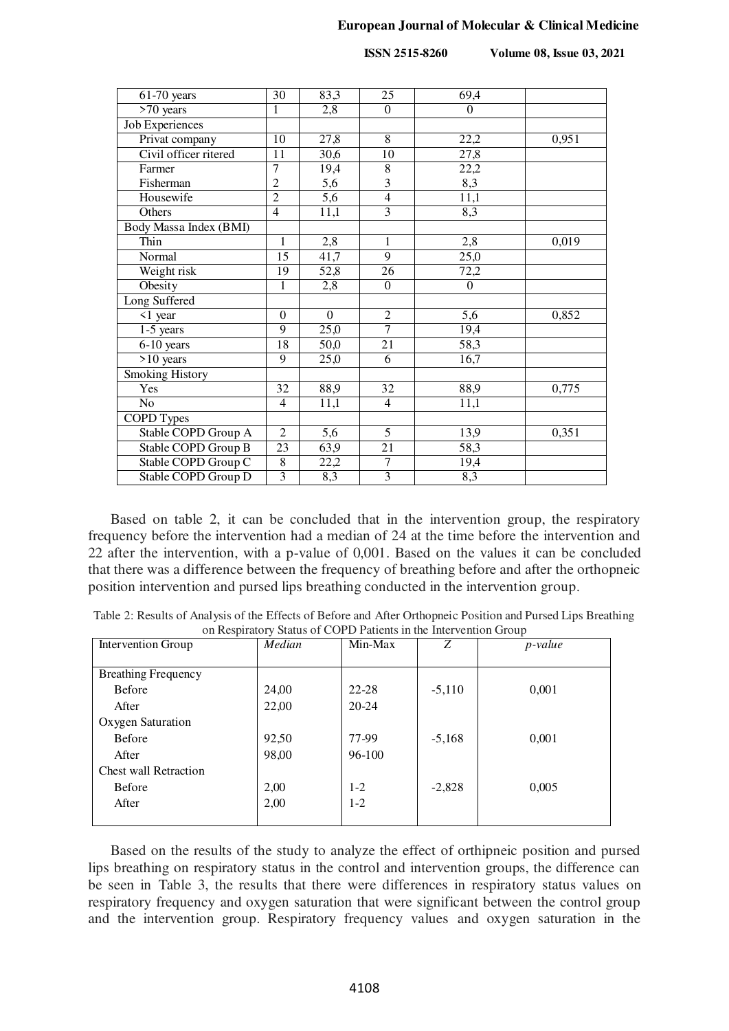| | | | | | |
|---|---|---|---|---|---|
| 61-70 years | 30 | 83,3 | 25 | 69,4 | |
| >70 years | 1 | 2,8 | 0 | 0 | |
| Job Experiences | | | | | |
| Privat company | 10 | 27,8 | 8 | 22,2 | 0,951 |
| Civil officer ritered | 11 | 30,6 | 10 | 27,8 | |
| Farmer | 7 | 19,4 | 8 | 22,2 | |
| Fisherman | 2 | 5,6 | 3 | 8,3 | |
| Housewife | 2 | 5,6 | 4 | 11,1 | |
| Others | 4 | 11,1 | 3 | 8,3 | |
| Body Massa Index (BMI) | | | | | |
| Thin | 1 | 2,8 | 1 | 2,8 | 0,019 |
| Normal | 15 | 41,7 | 9 | 25,0 | |
| Weight risk | 19 | 52,8 | 26 | 72,2 | |
| Obesity | 1 | 2,8 | 0 | 0 | |
| Long Suffered | | | | | |
| <1 year | 0 | 0 | 2 | 5,6 | 0,852 |
| 1-5 years | 9 | 25,0 | 7 | 19,4 | |
| 6-10 years | 18 | 50,0 | 21 | 58,3 | |
| >10 years | 9 | 25,0 | 6 | 16,7 | |
| Smoking History | | | | | |
| Yes | 32 | 88,9 | 32 | 88,9 | 0,775 |
| No | 4 | 11,1 | 4 | 11,1 | |
| COPD Types | | | | | |
| Stable COPD Group A | 2 | 5,6 | 5 | 13,9 | 0,351 |
| Stable COPD Group B | 23 | 63,9 | 21 | 58,3 | |
| Stable COPD Group C | 8 | 22,2 | 7 | 19,4 | |
| Stable COPD Group D | 3 | 8,3 | 3 | 8,3 | |

Based on table 2, it can be concluded that in the intervention group, the respiratory frequency before the intervention had a median of 24 at the time before the intervention and 22 after the intervention, with a p-value of 0,001. Based on the values it can be concluded that there was a difference between the frequency of breathing before and after the orthopneic position intervention and pursed lips breathing conducted in the intervention group.

Table 2: Results of Analysis of the Effects of Before and After Orthopneic Position and Pursed Lips Breathing on Respiratory Status of COPD Patients in the Intervention Group

| Intervention Group | *Median* | Min-Max | *Z* | *p-value* |
|---|---|---|---|---|
| Breathing Frequency | | | | |
| Before | 24,00 | 22-28 | -5,110 | 0,001 |
| After | 22,00 | 20-24 | | |
| Oxygen Saturation | | | | |
| Before | 92,50 | 77-99 | -5,168 | 0,001 |
| After | 98,00 | 96-100 | | |
| Chest wall Retraction | | | | |
| Before | 2,00 | 1-2 | -2,828 | 0,005 |
| After | 2,00 | 1-2 | | |

Based on the results of the study to analyze the effect of orthipneic position and pursed lips breathing on respiratory status in the control and intervention groups, the difference can be seen in Table 3, the results that there were differences in respiratory status values on respiratory frequency and oxygen saturation that were significant between the control group and the intervention group. Respiratory frequency values and oxygen saturation in the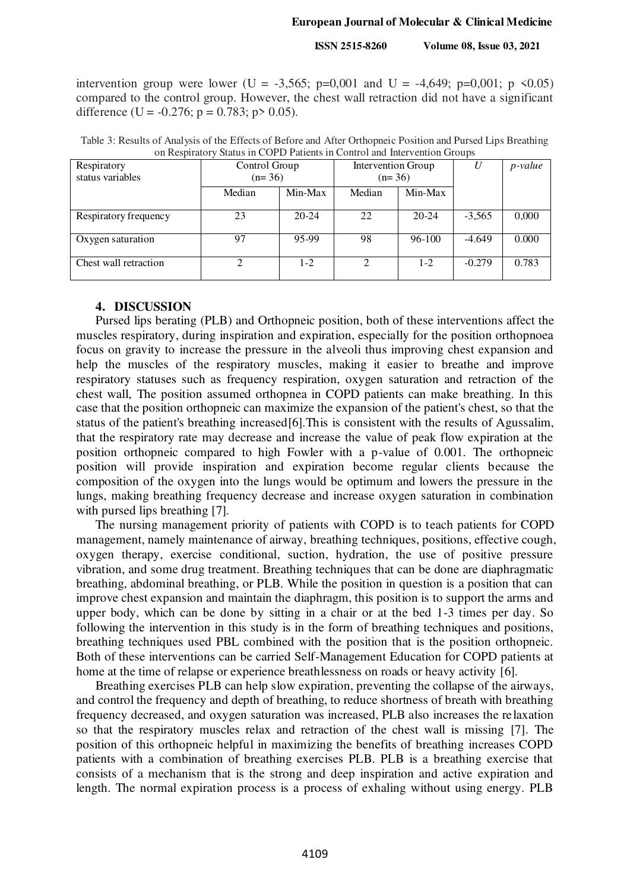intervention group were lower (U = -3,565; p=0,001 and U = -4,649; p=0,001; p <0.05) compared to the control group. However, the chest wall retraction did not have a significant difference (U = -0.276; p = 0.783; p> 0.05).

Table 3: Results of Analysis of the Effects of Before and After Orthopneic Position and Pursed Lips Breathing on Respiratory Status in COPD Patients in Control and Intervention Groups

| Respiratory status variables | Control Group (n= 36) | | Intervention Group (n= 36) | | *U* | *p-value* |
|---|---|---|---|---|---|---|
| | Median | Min-Max | Median | Min-Max | | |
| Respiratory frequency | 23 | 20-24 | 22 | 20-24 | -3,565 | 0,000 |
| Oxygen saturation | 97 | 95-99 | 98 | 96-100 | -4.649 | 0.000 |
| Chest wall retraction | 2 | 1-2 | 2 | 1-2 | -0.279 | 0.783 |

## 4. DISCUSSION

Pursed lips berating (PLB) and Orthopneic position, both of these interventions affect the muscles respiratory, during inspiration and expiration, especially for the position orthopnoea focus on gravity to increase the pressure in the alveoli thus improving chest expansion and help the muscles of the respiratory muscles, making it easier to breathe and improve respiratory statuses such as frequency respiration, oxygen saturation and retraction of the chest wall, The position assumed orthopnea in COPD patients can make breathing. In this case that the position orthopneic can maximize the expansion of the patient's chest, so that the status of the patient's breathing increased[6].This is consistent with the results of Agussalim, that the respiratory rate may decrease and increase the value of peak flow expiration at the position orthopneic compared to high Fowler with a p-value of 0.001. The orthopneic position will provide inspiration and expiration become regular clients because the composition of the oxygen into the lungs would be optimum and lowers the pressure in the lungs, making breathing frequency decrease and increase oxygen saturation in combination with pursed lips breathing [7].

The nursing management priority of patients with COPD is to teach patients for COPD management, namely maintenance of airway, breathing techniques, positions, effective cough, oxygen therapy, exercise conditional, suction, hydration, the use of positive pressure vibration, and some drug treatment. Breathing techniques that can be done are diaphragmatic breathing, abdominal breathing, or PLB. While the position in question is a position that can improve chest expansion and maintain the diaphragm, this position is to support the arms and upper body, which can be done by sitting in a chair or at the bed 1-3 times per day. So following the intervention in this study is in the form of breathing techniques and positions, breathing techniques used PBL combined with the position that is the position orthopneic. Both of these interventions can be carried Self-Management Education for COPD patients at home at the time of relapse or experience breathlessness on roads or heavy activity [6].

Breathing exercises PLB can help slow expiration, preventing the collapse of the airways, and control the frequency and depth of breathing, to reduce shortness of breath with breathing frequency decreased, and oxygen saturation was increased, PLB also increases the relaxation so that the respiratory muscles relax and retraction of the chest wall is missing [7]. The position of this orthopneic helpful in maximizing the benefits of breathing increases COPD patients with a combination of breathing exercises PLB. PLB is a breathing exercise that consists of a mechanism that is the strong and deep inspiration and active expiration and length. The normal expiration process is a process of exhaling without using energy. PLB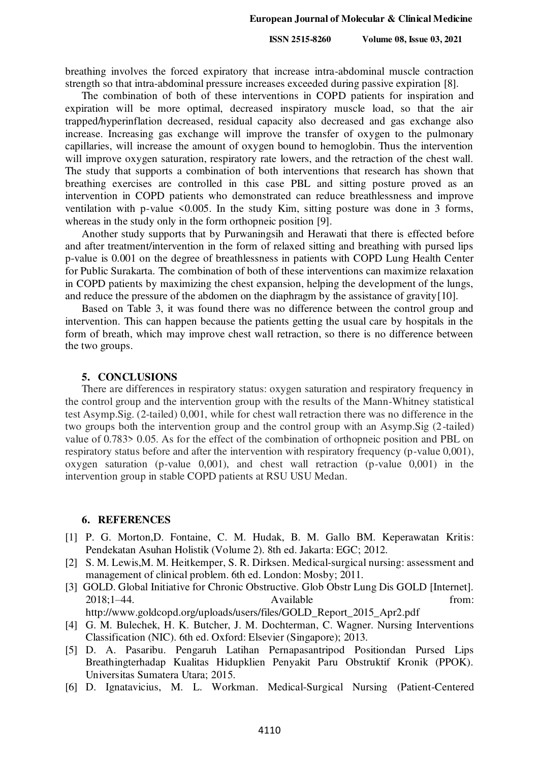breathing involves the forced expiratory that increase intra-abdominal muscle contraction strength so that intra-abdominal pressure increases exceeded during passive expiration [8].

The combination of both of these interventions in COPD patients for inspiration and expiration will be more optimal, decreased inspiratory muscle load, so that the air trapped/hyperinflation decreased, residual capacity also decreased and gas exchange also increase. Increasing gas exchange will improve the transfer of oxygen to the pulmonary capillaries, will increase the amount of oxygen bound to hemoglobin. Thus the intervention will improve oxygen saturation, respiratory rate lowers, and the retraction of the chest wall. The study that supports a combination of both interventions that research has shown that breathing exercises are controlled in this case PBL and sitting posture proved as an intervention in COPD patients who demonstrated can reduce breathlessness and improve ventilation with p-value <0.005. In the study Kim, sitting posture was done in 3 forms, whereas in the study only in the form orthopneic position [9].

Another study supports that by Purwaningsih and Herawati that there is effected before and after treatment/intervention in the form of relaxed sitting and breathing with pursed lips p-value is 0.001 on the degree of breathlessness in patients with COPD Lung Health Center for Public Surakarta. The combination of both of these interventions can maximize relaxation in COPD patients by maximizing the chest expansion, helping the development of the lungs, and reduce the pressure of the abdomen on the diaphragm by the assistance of gravity[10].

Based on Table 3, it was found there was no difference between the control group and intervention. This can happen because the patients getting the usual care by hospitals in the form of breath, which may improve chest wall retraction, so there is no difference between the two groups.

## 5. CONCLUSIONS

There are differences in respiratory status: oxygen saturation and respiratory frequency in the control group and the intervention group with the results of the Mann-Whitney statistical test Asymp.Sig. (2-tailed) 0,001, while for chest wall retraction there was no difference in the two groups both the intervention group and the control group with an Asymp.Sig (2-tailed) value of 0.783> 0.05. As for the effect of the combination of orthopneic position and PBL on respiratory status before and after the intervention with respiratory frequency (p-value 0,001), oxygen saturation (p-value 0,001), and chest wall retraction (p-value 0,001) in the intervention group in stable COPD patients at RSU USU Medan.

## 6. REFERENCES

[1] P. G. Morton,D. Fontaine, C. M. Hudak, B. M. Gallo BM. Keperawatan Kritis: Pendekatan Asuhan Holistik (Volume 2). 8th ed. Jakarta: EGC; 2012.

[2] S. M. Lewis,M. M. Heitkemper, S. R. Dirksen. Medical-surgical nursing: assessment and management of clinical problem. 6th ed. London: Mosby; 2011.

[3] GOLD. Global Initiative for Chronic Obstructive. Glob Obstr Lung Dis GOLD [Internet]. 2018;1–44. Available from: http://www.goldcopd.org/uploads/users/files/GOLD_Report_2015_Apr2.pdf

[4] G. M. Bulechek, H. K. Butcher, J. M. Dochterman, C. Wagner. Nursing Interventions Classification (NIC). 6th ed. Oxford: Elsevier (Singapore); 2013.

[5] D. A. Pasaribu. Pengaruh Latihan Pernapasantripod Positiondan Pursed Lips Breathingterhadap Kualitas Hidupklien Penyakit Paru Obstruktif Kronik (PPOK). Universitas Sumatera Utara; 2015.

[6] D. Ignatavicius, M. L. Workman. Medical-Surgical Nursing (Patient-Centered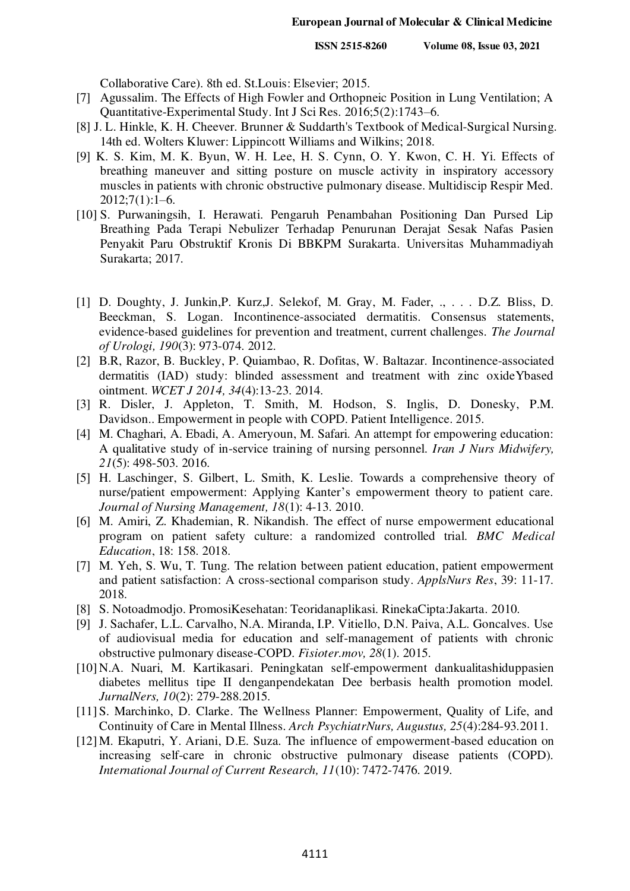Collaborative Care). 8th ed. St.Louis: Elsevier; 2015.

[7] Agussalim. The Effects of High Fowler and Orthopneic Position in Lung Ventilation; A Quantitative-Experimental Study. Int J Sci Res. 2016;5(2):1743–6.

[8] J. L. Hinkle, K. H. Cheever. Brunner & Suddarth's Textbook of Medical-Surgical Nursing. 14th ed. Wolters Kluwer: Lippincott Williams and Wilkins; 2018.

[9] K. S. Kim, M. K. Byun, W. H. Lee, H. S. Cynn, O. Y. Kwon, C. H. Yi. Effects of breathing maneuver and sitting posture on muscle activity in inspiratory accessory muscles in patients with chronic obstructive pulmonary disease. Multidiscip Respir Med. 2012;7(1):1–6.

[10] S. Purwaningsih, I. Herawati. Pengaruh Penambahan Positioning Dan Pursed Lip Breathing Pada Terapi Nebulizer Terhadap Penurunan Derajat Sesak Nafas Pasien Penyakit Paru Obstruktif Kronis Di BBKPM Surakarta. Universitas Muhammadiyah Surakarta; 2017.

[1] D. Doughty, J. Junkin,P. Kurz,J. Selekof, M. Gray, M. Fader, ., . . . D.Z. Bliss, D. Beeckman, S. Logan. Incontinence-associated dermatitis. Consensus statements, evidence-based guidelines for prevention and treatment, current challenges. *The Journal of Urologi, 190*(3): 973-074. 2012.

[2] B.R, Razor, B. Buckley, P. Quiambao, R. Dofitas, W. Baltazar. Incontinence-associated dermatitis (IAD) study: blinded assessment and treatment with zinc oxideYbased ointment. *WCET J 2014, 34*(4):13-23. 2014.

[3] R. Disler, J. Appleton, T. Smith, M. Hodson, S. Inglis, D. Donesky, P.M. Davidson.. Empowerment in people with COPD. Patient Intelligence. 2015.

[4] M. Chaghari, A. Ebadi, A. Ameryoun, M. Safari. An attempt for empowering education: A qualitative study of in-service training of nursing personnel. *Iran J Nurs Midwifery, 21*(5): 498-503. 2016.

[5] H. Laschinger, S. Gilbert, L. Smith, K. Leslie. Towards a comprehensive theory of nurse/patient empowerment: Applying Kanter's empowerment theory to patient care. *Journal of Nursing Management, 18*(1): 4-13. 2010.

[6] M. Amiri, Z. Khademian, R. Nikandish. The effect of nurse empowerment educational program on patient safety culture: a randomized controlled trial. *BMC Medical Education*, 18: 158. 2018.

[7] M. Yeh, S. Wu, T. Tung. The relation between patient education, patient empowerment and patient satisfaction: A cross-sectional comparison study. *ApplsNurs Res*, 39: 11-17. 2018.

[8] S. Notoadmodjo. PromosiKesehatan: Teoridanaplikasi. RinekaCipta:Jakarta. 2010.

[9] J. Sachafer, L.L. Carvalho, N.A. Miranda, I.P. Vitiello, D.N. Paiva, A.L. Goncalves. Use of audiovisual media for education and self-management of patients with chronic obstructive pulmonary disease-COPD. *Fisioter.mov, 28*(1). 2015.

[10] N.A. Nuari, M. Kartikasari. Peningkatan self-empowerment dankualitashiduppasien diabetes mellitus tipe II denganpendekatan Dee berbasis health promotion model. *JurnalNers, 10*(2): 279-288.2015.

[11] S. Marchinko, D. Clarke. The Wellness Planner: Empowerment, Quality of Life, and Continuity of Care in Mental Illness. *Arch PsychiatrNurs, Augustus, 25*(4):284-93.2011.

[12] M. Ekaputri, Y. Ariani, D.E. Suza. The influence of empowerment-based education on increasing self-care in chronic obstructive pulmonary disease patients (COPD). *International Journal of Current Research, 11*(10): 7472-7476. 2019.